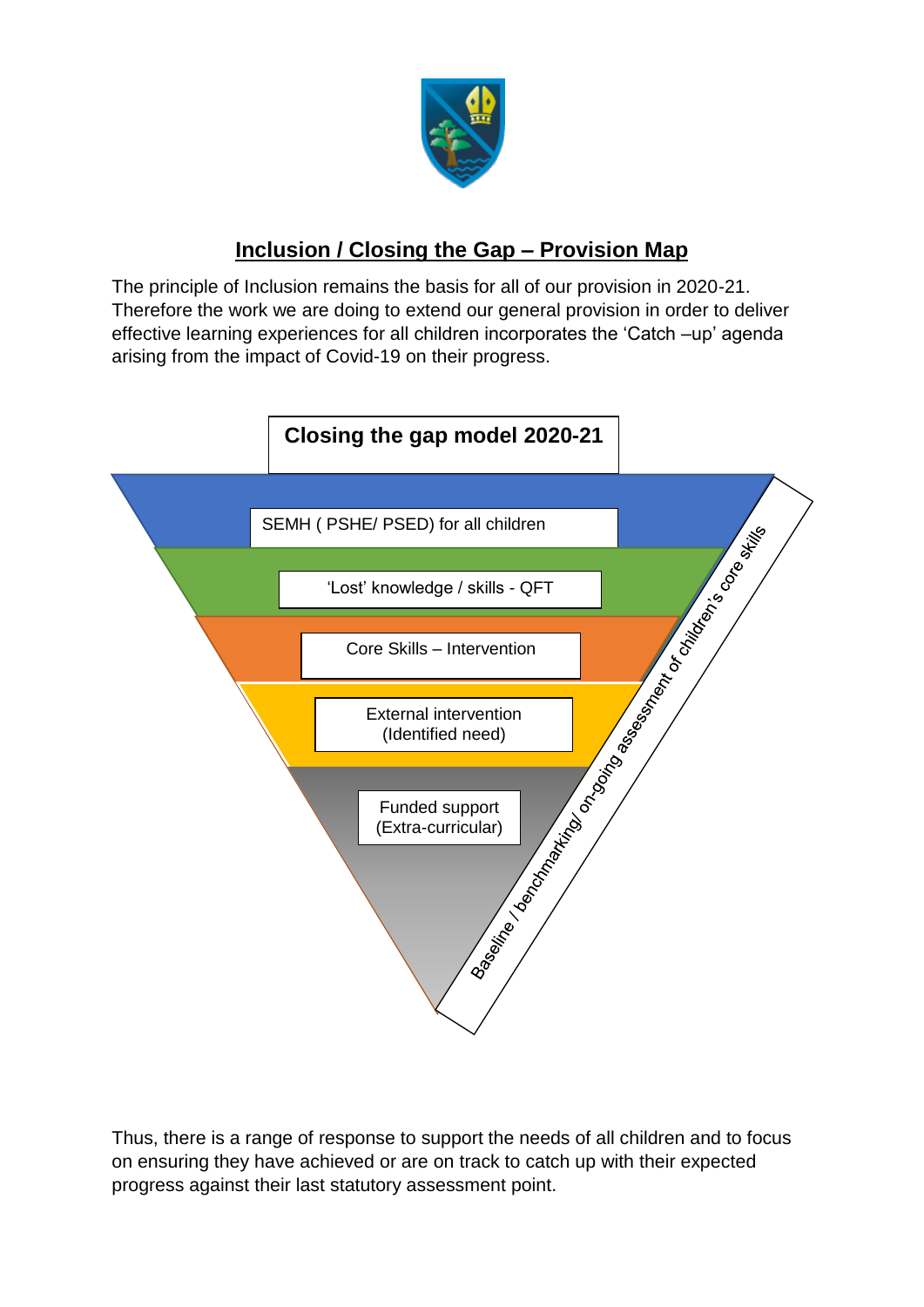# Inclusion / Closing the Gap – Provision Map

The principle of Inclusion remains the basis for all of our provision in 2020-21. Therefore the work we are doing to extend our general provision in order to deliver effective learning experiences for all children incorporates the 'Catch –up' agenda arising from the impact of Covid-19 on their progress.

**Closing the gap model 2020-21**

- SEMH ( PSHE/ PSED) for all children
- 'Lost' knowledge / skills - QFT
- Core Skills – Intervention
- External intervention (Identified need)
- Funded support (Extra-curricular)

Baseline / benchmarking/ on-going assessment of children's core skills

Thus, there is a range of response to support the needs of all children and to focus on ensuring they have achieved or are on track to catch up with their expected progress against their last statutory assessment point.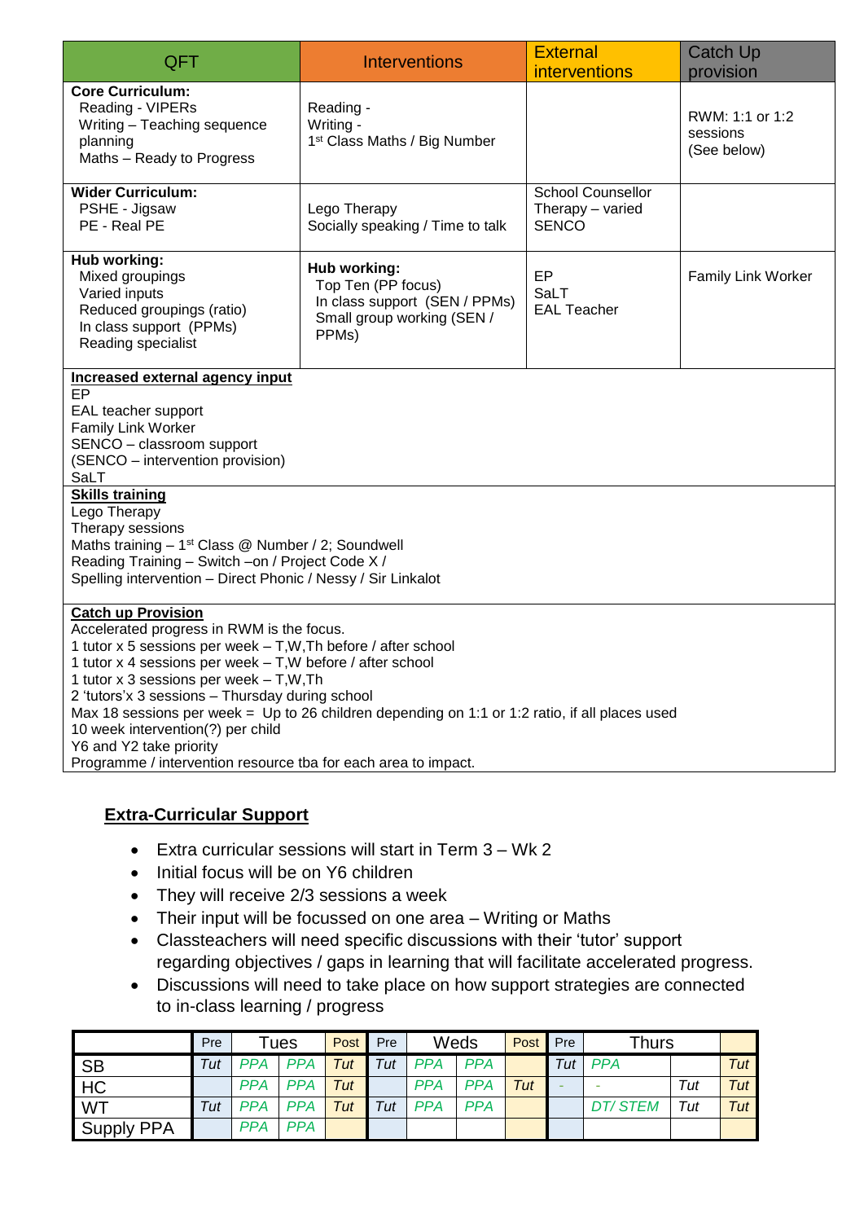| QFT | Interventions | External interventions | Catch Up provision |
| --- | --- | --- | --- |
| **Core Curriculum:**<br>Reading - VIPERs<br>Writing – Teaching sequence planning<br>Maths – Ready to Progress | Reading -<br>Writing -<br>1st Class Maths / Big Number | | RWM: 1:1 or 1:2 sessions<br>(See below) |
| **Wider Curriculum:**<br>PSHE - Jigsaw<br>PE - Real PE | Lego Therapy<br>Socially speaking / Time to talk | School Counsellor<br>Therapy – varied<br>SENCO | |
| **Hub working:**<br>Mixed groupings<br>Varied inputs<br>Reduced groupings (ratio)<br>In class support (PPMs)<br>Reading specialist | **Hub working:**<br>Top Ten (PP focus)<br>In class support (SEN / PPMs)<br>Small group working (SEN / PPMs) | EP<br>SaLT<br>EAL Teacher | Family Link Worker |

**Increased external agency input**
EP
EAL teacher support
Family Link Worker
SENCO – classroom support
(SENCO – intervention provision)
SaLT

**Skills training**
Lego Therapy
Therapy sessions
Maths training – 1st Class @ Number / 2; Soundwell
Reading Training – Switch –on / Project Code X /
Spelling intervention – Direct Phonic / Nessy / Sir Linkalot

**Catch up Provision**
Accelerated progress in RWM is the focus.
1 tutor x 5 sessions per week – T,W,Th before / after school
1 tutor x 4 sessions per week – T,W before / after school
1 tutor x 3 sessions per week – T,W,Th
2 'tutors'x 3 sessions – Thursday during school
Max 18 sessions per week = Up to 26 children depending on 1:1 or 1:2 ratio, if all places used
10 week intervention(?) per child
Y6 and Y2 take priority
Programme / intervention resource tba for each area to impact.

## Extra-Curricular Support

- Extra curricular sessions will start in Term 3 – Wk 2
- Initial focus will be on Y6 children
- They will receive 2/3 sessions a week
- Their input will be focussed on one area – Writing or Maths
- Classteachers will need specific discussions with their 'tutor' support regarding objectives / gaps in learning that will facilitate accelerated progress.
- Discussions will need to take place on how support strategies are connected to in-class learning / progress

| | Pre | Tues | | Post | Pre | Weds | | Post | Pre | Thurs | | |
| --- | --- | --- | --- | --- | --- | --- | --- | --- | --- | --- | --- | --- |
| SB | Tut | PPA | PPA | Tut | Tut | PPA | PPA | | Tut | PPA | | Tut |
| HC | | PPA | PPA | Tut | | PPA | PPA | Tut | - | - | Tut | Tut |
| WT | Tut | PPA | PPA | Tut | Tut | PPA | PPA | | | DT/ STEM | Tut | Tut |
| Supply PPA | | PPA | PPA | | | | | | | | | |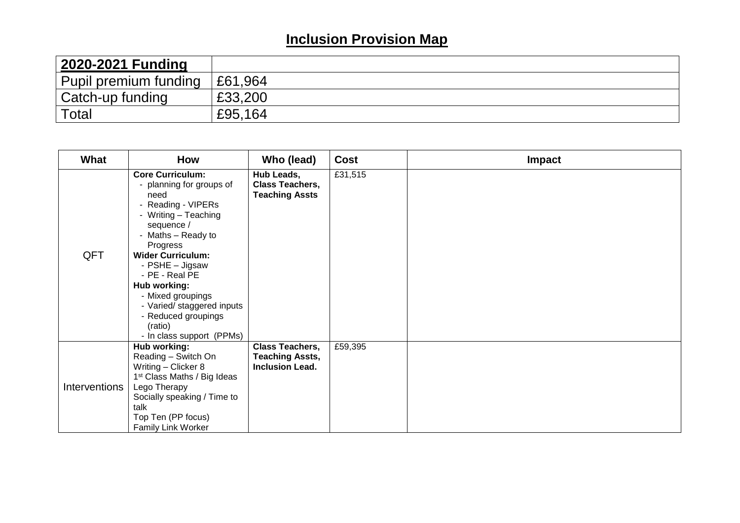# Inclusion Provision Map

| **2020-2021 Funding** | |
|---|---|
| Pupil premium funding | £61,964 |
| Catch-up funding | £33,200 |
| Total | £95,164 |

| What | How | Who (lead) | Cost | Impact |
|---|---|---|---|---|
| QFT | **Core Curriculum:**<br>- planning for groups of need<br>- Reading - VIPERs<br>- Writing – Teaching sequence /<br>- Maths – Ready to Progress<br>**Wider Curriculum:**<br>- PSHE – Jigsaw<br>- PE - Real PE<br>**Hub working:**<br>- Mixed groupings<br>- Varied/ staggered inputs<br>- Reduced groupings (ratio)<br>- In class support (PPMs) | **Hub Leads, Class Teachers, Teaching Assts** | £31,515 | |
| Interventions | **Hub working:**<br>Reading – Switch On<br>Writing – Clicker 8<br>1st Class Maths / Big Ideas<br>Lego Therapy<br>Socially speaking / Time to talk<br>Top Ten (PP focus)<br>Family Link Worker | **Class Teachers, Teaching Assts, Inclusion Lead.** | £59,395 | |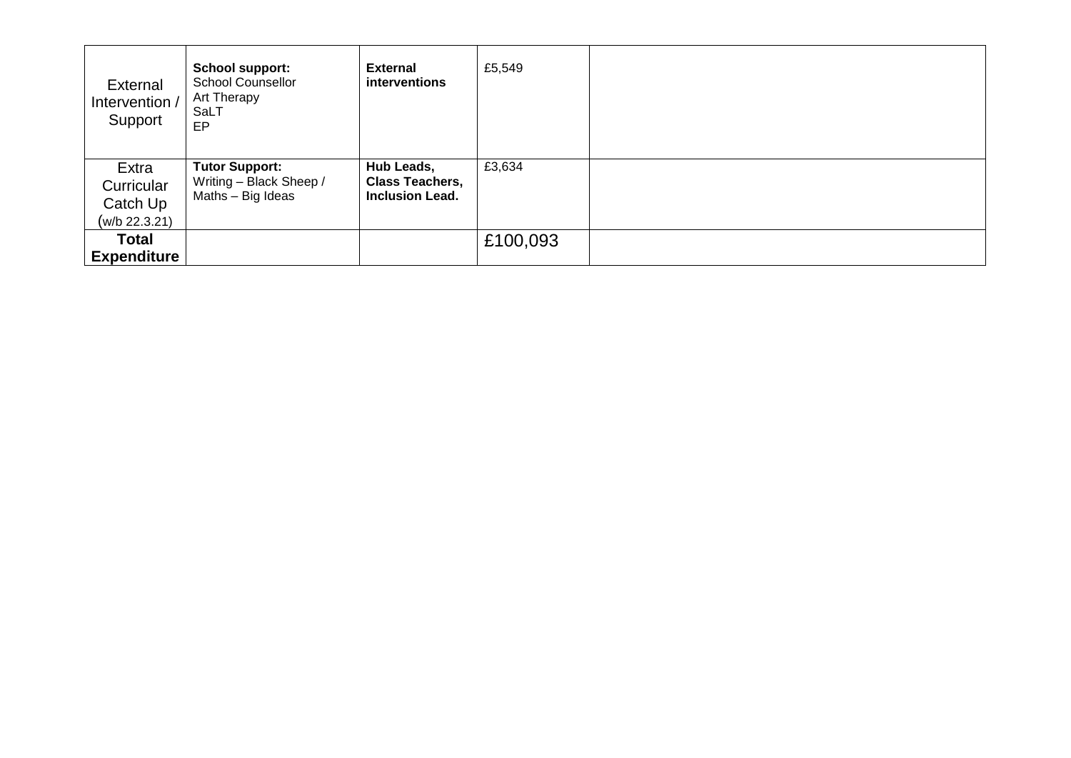| | | | | |
|---|---|---|---|---|
| External Intervention / Support | **School support:**<br>School Counsellor<br>Art Therapy<br>SaLT<br>EP | **External interventions** | £5,549 | |
| Extra Curricular Catch Up (w/b 22.3.21) | **Tutor Support:**<br>Writing – Black Sheep /<br>Maths – Big Ideas | **Hub Leads, Class Teachers, Inclusion Lead.** | £3,634 | |
| **Total Expenditure** | | | £100,093 | |